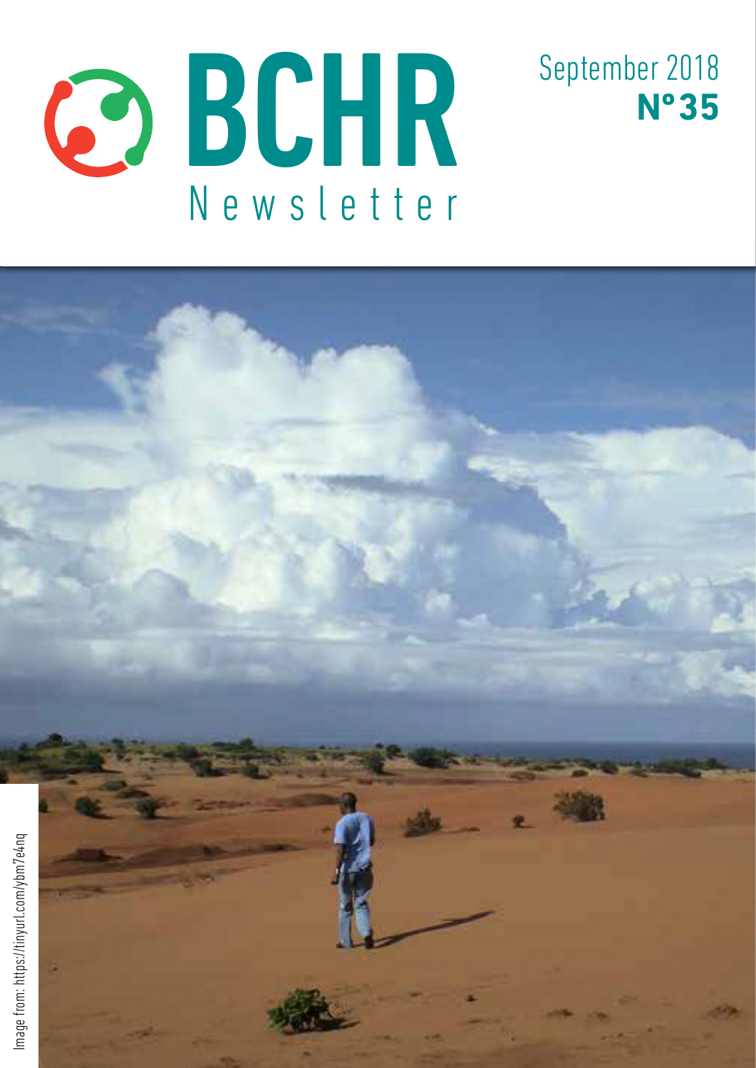# BCHR Newsletter

September 2018
**Nº35**

Image from: https://tinyurl.com/ybm7e4nq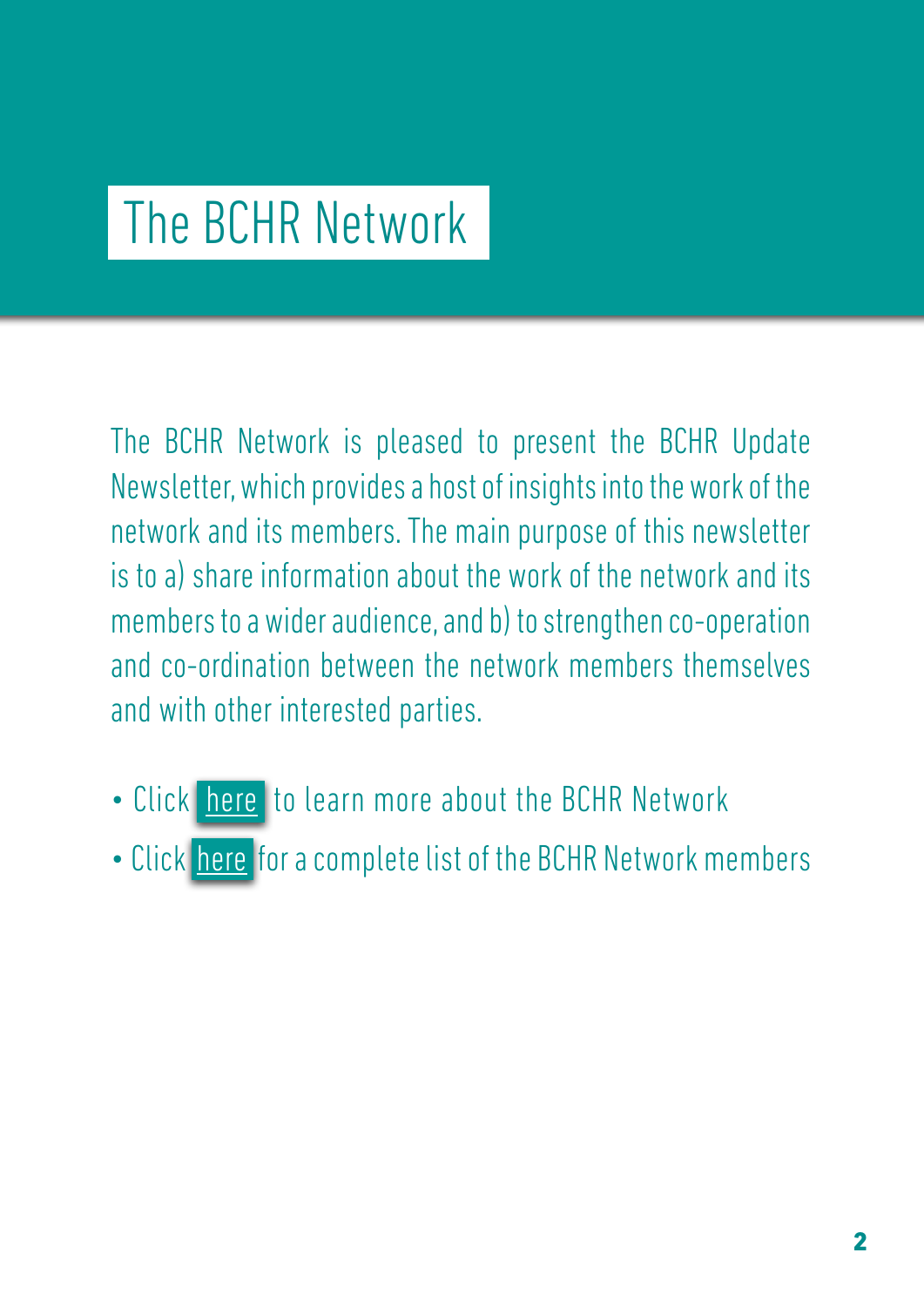# The BCHR Network

The BCHR Network is pleased to present the BCHR Update Newsletter, which provides a host of insights into the work of the network and its members. The main purpose of this newsletter is to a) share information about the work of the network and its members to a wider audience, and b) to strengthen co-operation and co-ordination between the network members themselves and with other interested parties.

- Click here to learn more about the BCHR Network
- Click here for a complete list of the BCHR Network members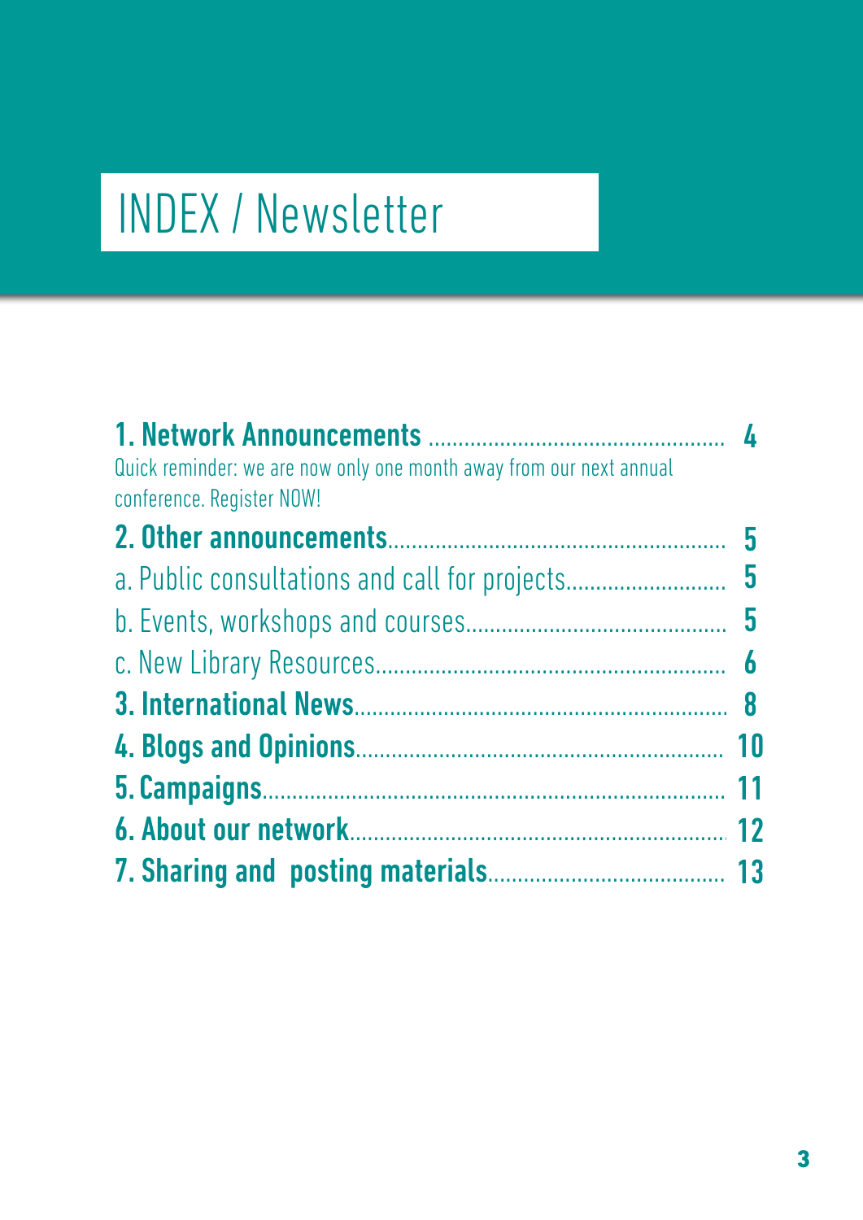# INDEX / Newsletter

**1. Network Announcements** .................................................. **4**

Quick reminder: we are now only one month away from our next annual conference. Register NOW!

**2. Other announcements**........................................................ **5**

a. Public consultations and call for projects........................... **5**

b. Events, workshops and courses........................................... **5**

c. New Library Resources......................................................... **6**

**3. International News**............................................................. **8**

**4. Blogs and Opinions**............................................................. **10**

**5. Campaigns**............................................................................ **11**

**6. About our network**............................................................... **12**

**7. Sharing and posting materials**........................................ **13**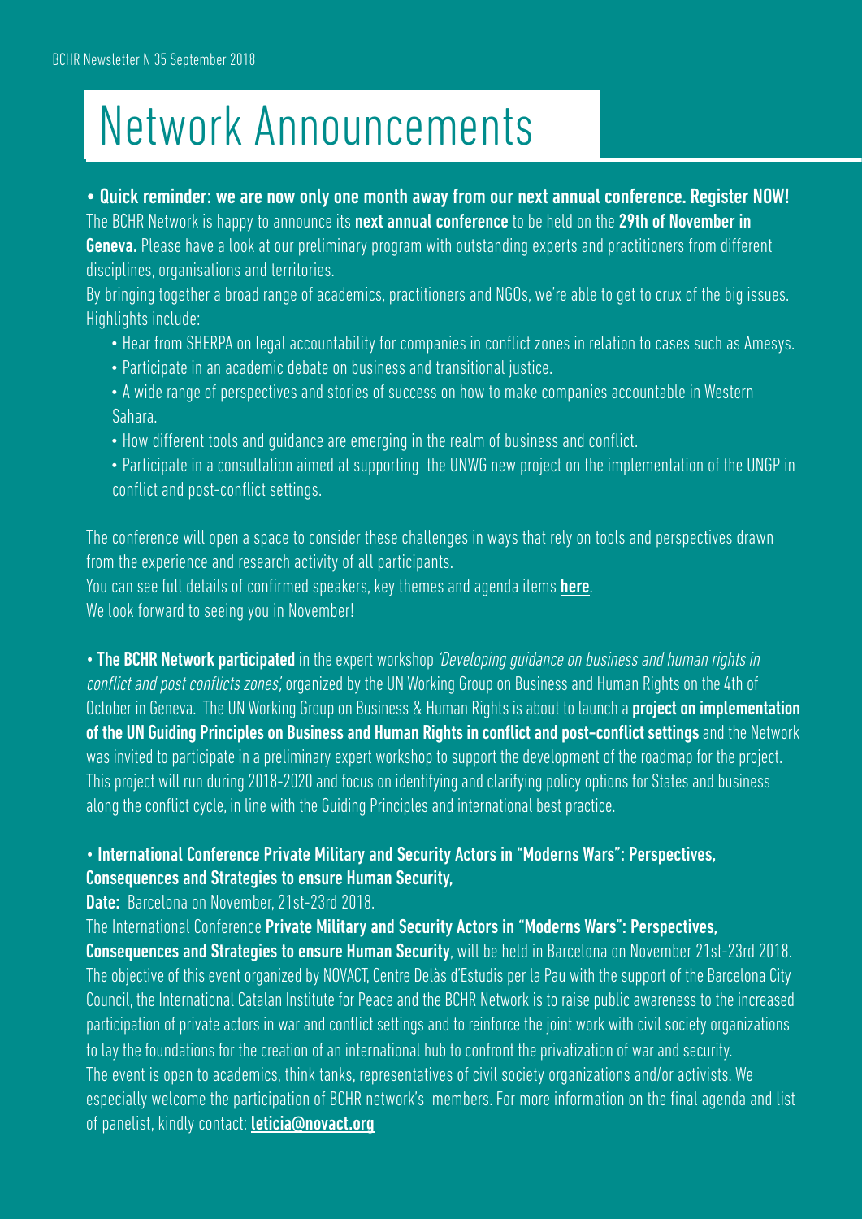# Network Announcements

• **Quick reminder: we are now only one month away from our next annual conference. Register NOW!**

The BCHR Network is happy to announce its **next annual conference** to be held on the **29th of November in Geneva.** Please have a look at our preliminary program with outstanding experts and practitioners from different disciplines, organisations and territories.

By bringing together a broad range of academics, practitioners and NGOs, we're able to get to crux of the big issues. Highlights include:

- Hear from SHERPA on legal accountability for companies in conflict zones in relation to cases such as Amesys.
- Participate in an academic debate on business and transitional justice.
- A wide range of perspectives and stories of success on how to make companies accountable in Western Sahara.
- How different tools and guidance are emerging in the realm of business and conflict.
- Participate in a consultation aimed at supporting the UNWG new project on the implementation of the UNGP in conflict and post-conflict settings.

The conference will open a space to consider these challenges in ways that rely on tools and perspectives drawn from the experience and research activity of all participants.

You can see full details of confirmed speakers, key themes and agenda items **here**.

We look forward to seeing you in November!

• **The BCHR Network participated** in the expert workshop *'Developing guidance on business and human rights in conflict and post conflicts zones',* organized by the UN Working Group on Business and Human Rights on the 4th of October in Geneva. The UN Working Group on Business & Human Rights is about to launch a **project on implementation of the UN Guiding Principles on Business and Human Rights in conflict and post-conflict settings** and the Network was invited to participate in a preliminary expert workshop to support the development of the roadmap for the project. This project will run during 2018-2020 and focus on identifying and clarifying policy options for States and business along the conflict cycle, in line with the Guiding Principles and international best practice.

• **International Conference Private Military and Security Actors in "Moderns Wars": Perspectives, Consequences and Strategies to ensure Human Security,**

**Date:** Barcelona on November, 21st-23rd 2018.

The International Conference **Private Military and Security Actors in "Moderns Wars": Perspectives, Consequences and Strategies to ensure Human Security**, will be held in Barcelona on November 21st-23rd 2018. The objective of this event organized by NOVACT, Centre Delàs d'Estudis per la Pau with the support of the Barcelona City Council, the International Catalan Institute for Peace and the BCHR Network is to raise public awareness to the increased participation of private actors in war and conflict settings and to reinforce the joint work with civil society organizations to lay the foundations for the creation of an international hub to confront the privatization of war and security.

The event is open to academics, think tanks, representatives of civil society organizations and/or activists. We especially welcome the participation of BCHR network's members. For more information on the final agenda and list of panelist, kindly contact: **leticia@novact.org**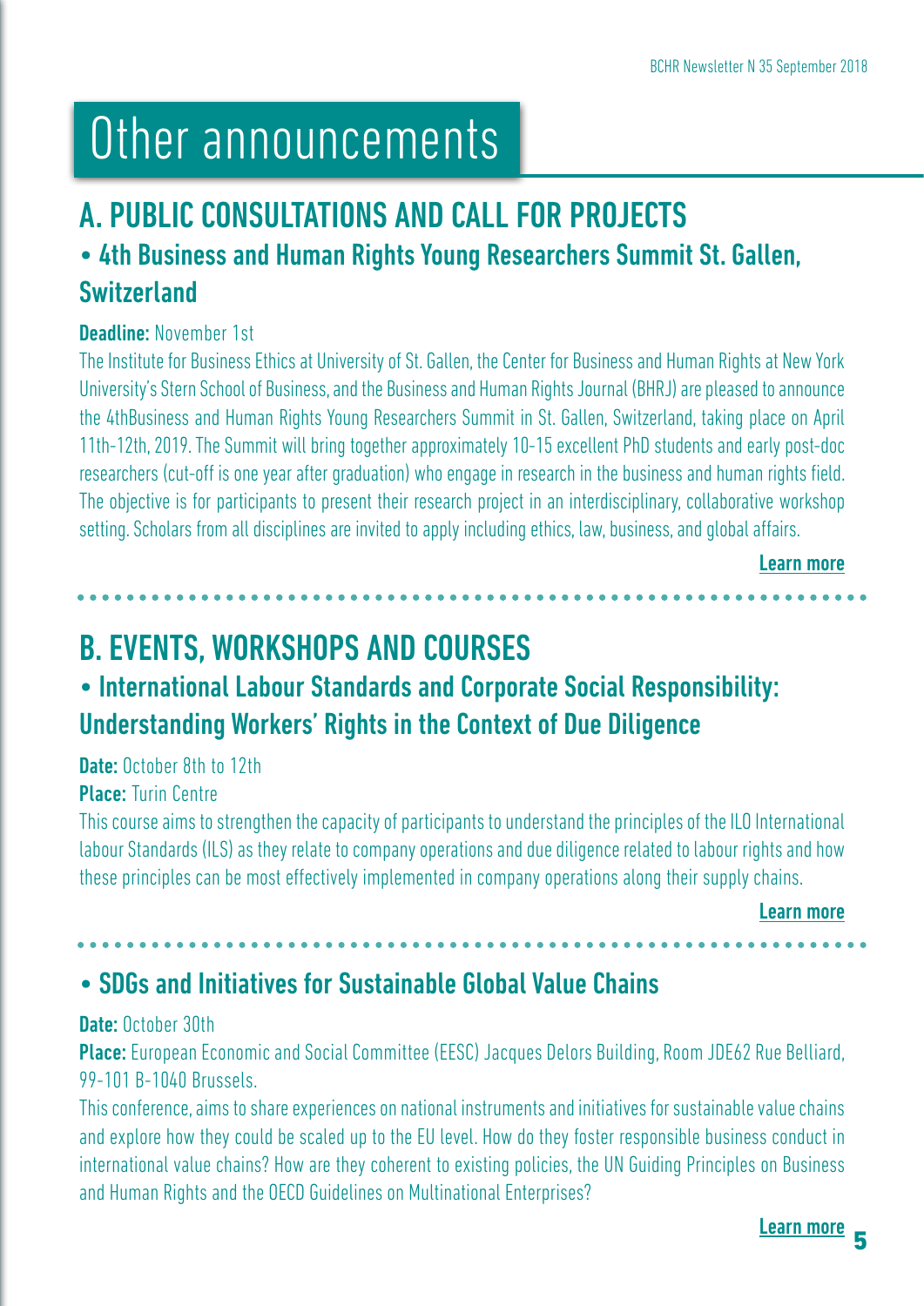# Other announcements

## A. PUBLIC CONSULTATIONS AND CALL FOR PROJECTS

### • 4th Business and Human Rights Young Researchers Summit St. Gallen, Switzerland

**Deadline:** November 1st

The Institute for Business Ethics at University of St. Gallen, the Center for Business and Human Rights at New York University's Stern School of Business, and the Business and Human Rights Journal (BHRJ) are pleased to announce the 4thBusiness and Human Rights Young Researchers Summit in St. Gallen, Switzerland, taking place on April 11th-12th, 2019. The Summit will bring together approximately 10-15 excellent PhD students and early post-doc researchers (cut-off is one year after graduation) who engage in research in the business and human rights field. The objective is for participants to present their research project in an interdisciplinary, collaborative workshop setting. Scholars from all disciplines are invited to apply including ethics, law, business, and global affairs.

**Learn more**

## B. EVENTS, WORKSHOPS AND COURSES

### • International Labour Standards and Corporate Social Responsibility: Understanding Workers' Rights in the Context of Due Diligence

**Date:** October 8th to 12th

**Place:** Turin Centre

This course aims to strengthen the capacity of participants to understand the principles of the ILO International labour Standards (ILS) as they relate to company operations and due diligence related to labour rights and how these principles can be most effectively implemented in company operations along their supply chains.

**Learn more**

### • SDGs and Initiatives for Sustainable Global Value Chains

**Date:** October 30th

**Place:** European Economic and Social Committee (EESC) Jacques Delors Building, Room JDE62 Rue Belliard, 99-101 B-1040 Brussels.

This conference, aims to share experiences on national instruments and initiatives for sustainable value chains and explore how they could be scaled up to the EU level. How do they foster responsible business conduct in international value chains? How are they coherent to existing policies, the UN Guiding Principles on Business and Human Rights and the OECD Guidelines on Multinational Enterprises?

**Learn more**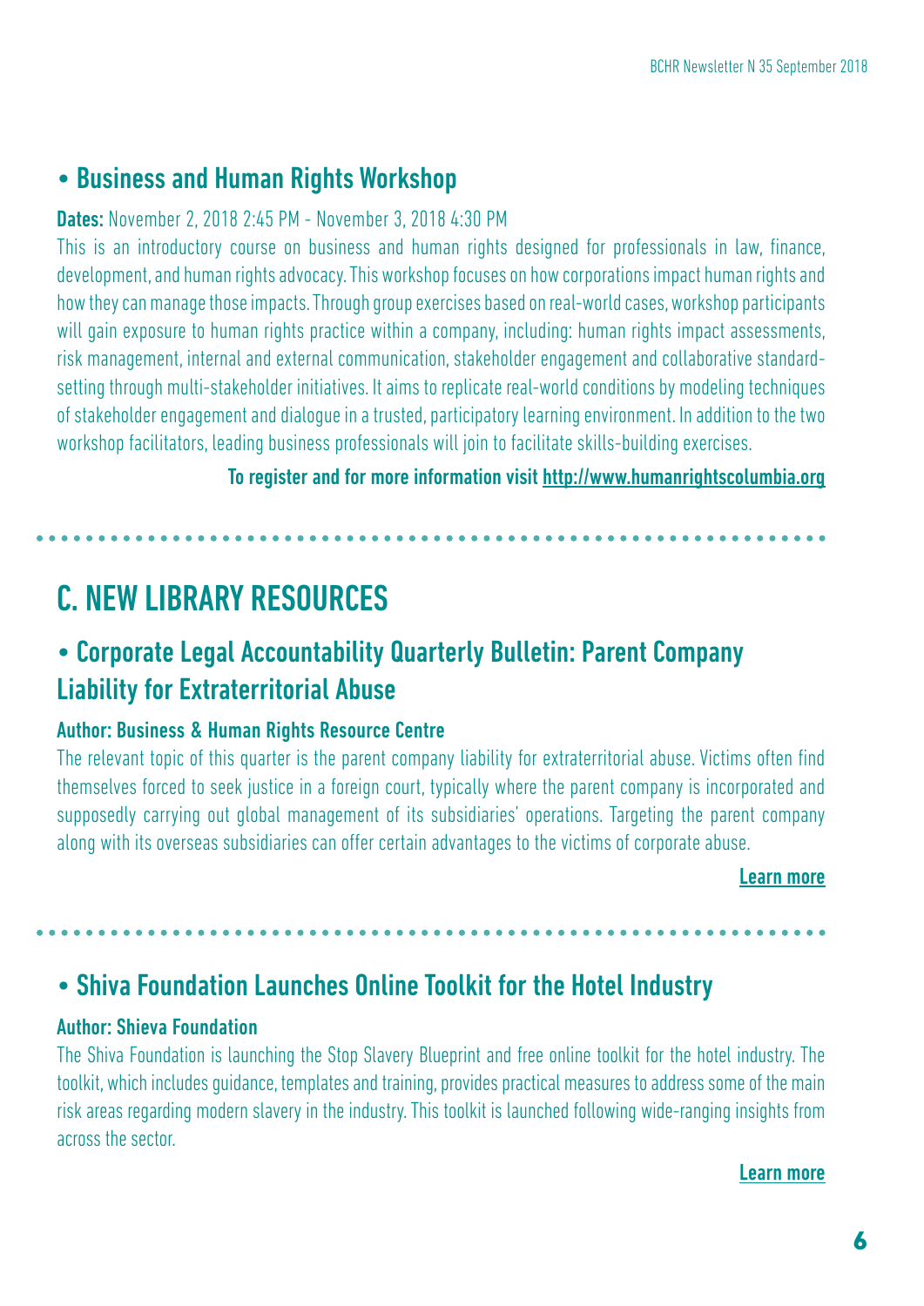## • Business and Human Rights Workshop

**Dates:** November 2, 2018 2:45 PM - November 3, 2018 4:30 PM

This is an introductory course on business and human rights designed for professionals in law, finance, development, and human rights advocacy. This workshop focuses on how corporations impact human rights and how they can manage those impacts. Through group exercises based on real-world cases, workshop participants will gain exposure to human rights practice within a company, including: human rights impact assessments, risk management, internal and external communication, stakeholder engagement and collaborative standard-setting through multi-stakeholder initiatives. It aims to replicate real-world conditions by modeling techniques of stakeholder engagement and dialogue in a trusted, participatory learning environment. In addition to the two workshop facilitators, leading business professionals will join to facilitate skills-building exercises.

**To register and for more information visit [http://www.humanrightscolumbia.org](http://www.humanrightscolumbia.org)**

# C. NEW LIBRARY RESOURCES

## • Corporate Legal Accountability Quarterly Bulletin: Parent Company Liability for Extraterritorial Abuse

**Author: Business & Human Rights Resource Centre**

The relevant topic of this quarter is the parent company liability for extraterritorial abuse. Victims often find themselves forced to seek justice in a foreign court, typically where the parent company is incorporated and supposedly carrying out global management of its subsidiaries' operations. Targeting the parent company along with its overseas subsidiaries can offer certain advantages to the victims of corporate abuse.

**Learn more**

## • Shiva Foundation Launches Online Toolkit for the Hotel Industry

**Author: Shieva Foundation**

The Shiva Foundation is launching the Stop Slavery Blueprint and free online toolkit for the hotel industry. The toolkit, which includes guidance, templates and training, provides practical measures to address some of the main risk areas regarding modern slavery in the industry. This toolkit is launched following wide-ranging insights from across the sector.

**Learn more**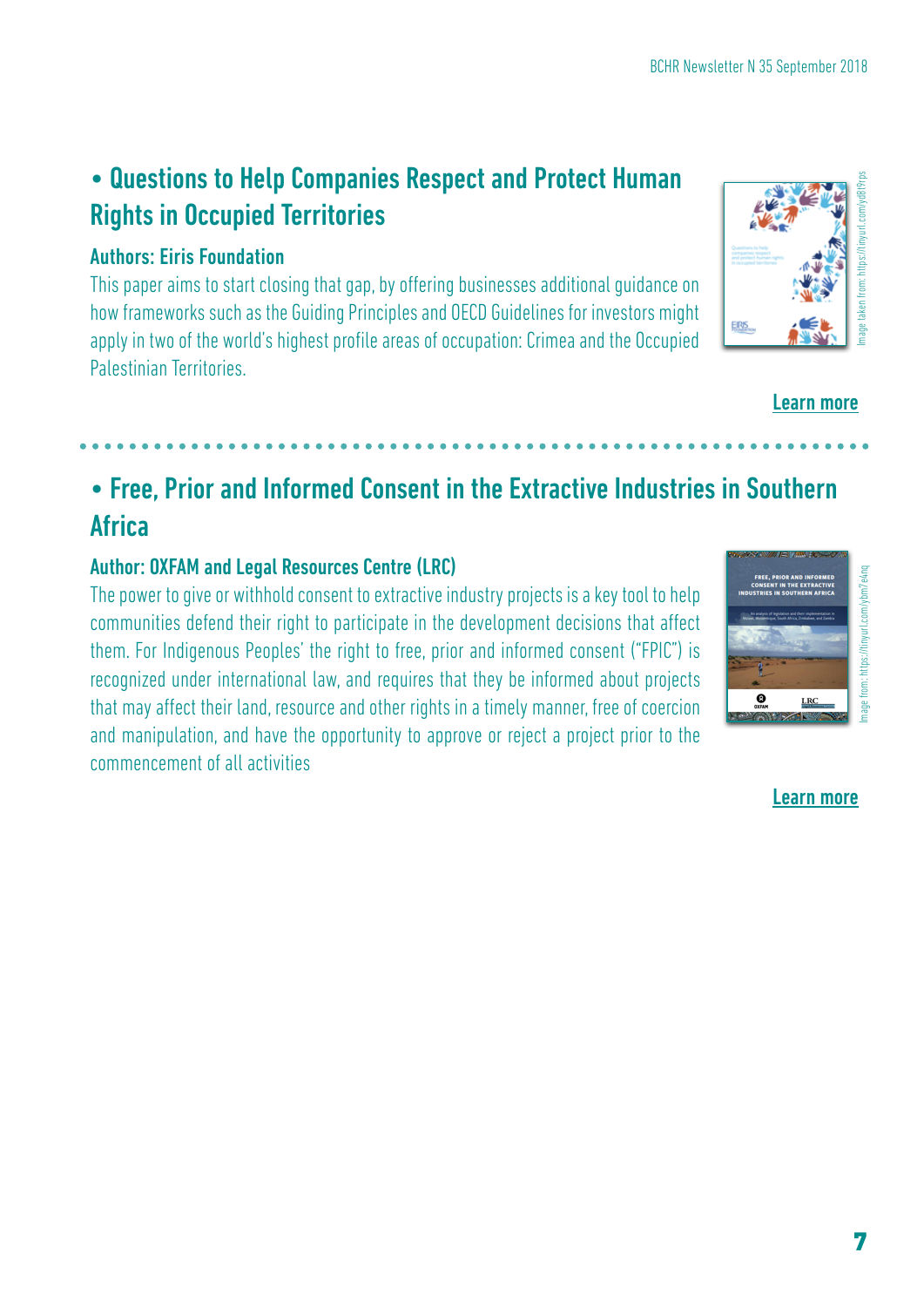## • Questions to Help Companies Respect and Protect Human Rights in Occupied Territories

### Authors: Eiris Foundation

This paper aims to start closing that gap, by offering businesses additional guidance on how frameworks such as the Guiding Principles and OECD Guidelines for investors might apply in two of the world's highest profile areas of occupation: Crimea and the Occupied Palestinian Territories.

Image taken from: https://tinyurl.com/yd819rps

Learn more

## • Free, Prior and Informed Consent in the Extractive Industries in Southern Africa

### Author: OXFAM and Legal Resources Centre (LRC)

The power to give or withhold consent to extractive industry projects is a key tool to help communities defend their right to participate in the development decisions that affect them. For Indigenous Peoples' the right to free, prior and informed consent ("FPIC") is recognized under international law, and requires that they be informed about projects that may affect their land, resource and other rights in a timely manner, free of coercion and manipulation, and have the opportunity to approve or reject a project prior to the commencement of all activities

Image from: https://tinyurl.com/ybm7e4nq

Learn more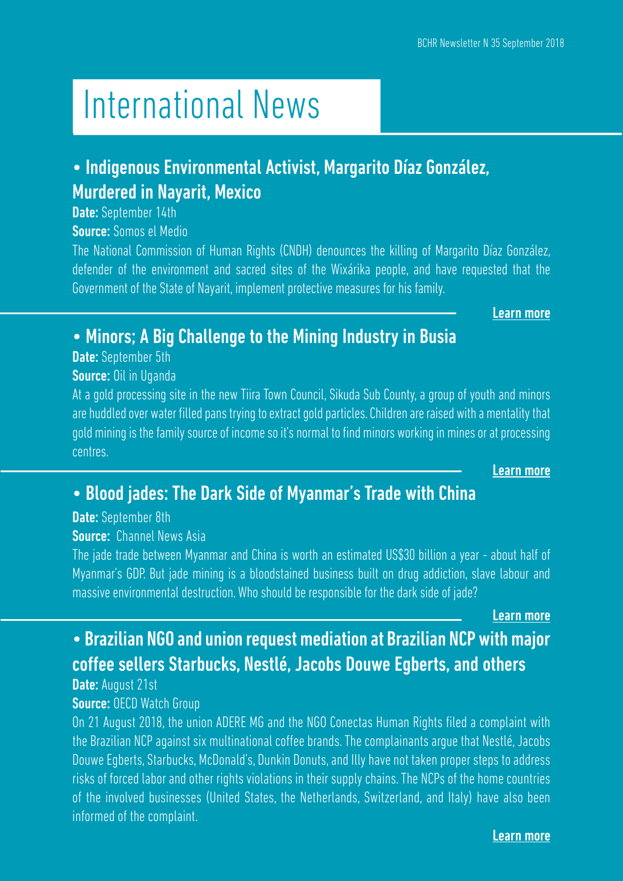# International News

## • Indigenous Environmental Activist, Margarito Díaz González, Murdered in Nayarit, Mexico

**Date:** September 14th

**Source:** Somos el Medio

The National Commission of Human Rights (CNDH) denounces the killing of Margarito Díaz González, defender of the environment and sacred sites of the Wixárika people, and have requested that the Government of the State of Nayarit, implement protective measures for his family.

**Learn more**

## • Minors; A Big Challenge to the Mining Industry in Busia

**Date:** September 5th

**Source:** Oil in Uganda

At a gold processing site in the new Tiira Town Council, Sikuda Sub County, a group of youth and minors are huddled over water filled pans trying to extract gold particles. Children are raised with a mentality that gold mining is the family source of income so it's normal to find minors working in mines or at processing centres.

**Learn more**

## • Blood jades: The Dark Side of Myanmar's Trade with China

**Date:** September 8th

**Source:** Channel News Asia

The jade trade between Myanmar and China is worth an estimated US$30 billion a year - about half of Myanmar's GDP. But jade mining is a bloodstained business built on drug addiction, slave labour and massive environmental destruction. Who should be responsible for the dark side of jade?

**Learn more**

## • Brazilian NGO and union request mediation at Brazilian NCP with major coffee sellers Starbucks, Nestlé, Jacobs Douwe Egberts, and others

**Date:** August 21st

**Source:** OECD Watch Group

On 21 August 2018, the union ADERE MG and the NGO Conectas Human Rights filed a complaint with the Brazilian NCP against six multinational coffee brands. The complainants argue that Nestlé, Jacobs Douwe Egberts, Starbucks, McDonald's, Dunkin Donuts, and Illy have not taken proper steps to address risks of forced labor and other rights violations in their supply chains. The NCPs of the home countries of the involved businesses (United States, the Netherlands, Switzerland, and Italy) have also been informed of the complaint.

**Learn more**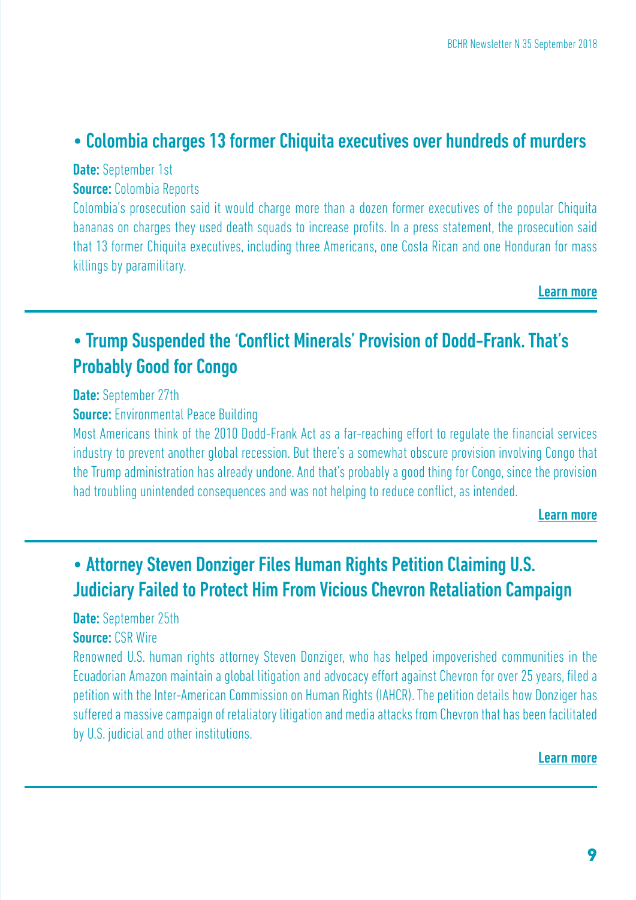## • Colombia charges 13 former Chiquita executives over hundreds of murders

**Date:** September 1st

**Source:** Colombia Reports

Colombia's prosecution said it would charge more than a dozen former executives of the popular Chiquita bananas on charges they used death squads to increase profits. In a press statement, the prosecution said that 13 former Chiquita executives, including three Americans, one Costa Rican and one Honduran for mass killings by paramilitary.

**Learn more**

---

## • Trump Suspended the 'Conflict Minerals' Provision of Dodd-Frank. That's Probably Good for Congo

**Date:** September 27th

**Source:** Environmental Peace Building

Most Americans think of the 2010 Dodd-Frank Act as a far-reaching effort to regulate the financial services industry to prevent another global recession. But there's a somewhat obscure provision involving Congo that the Trump administration has already undone. And that's probably a good thing for Congo, since the provision had troubling unintended consequences and was not helping to reduce conflict, as intended.

**Learn more**

---

## • Attorney Steven Donziger Files Human Rights Petition Claiming U.S. Judiciary Failed to Protect Him From Vicious Chevron Retaliation Campaign

**Date:** September 25th

**Source:** CSR Wire

Renowned U.S. human rights attorney Steven Donziger, who has helped impoverished communities in the Ecuadorian Amazon maintain a global litigation and advocacy effort against Chevron for over 25 years, filed a petition with the Inter-American Commission on Human Rights (IAHCR). The petition details how Donziger has suffered a massive campaign of retaliatory litigation and media attacks from Chevron that has been facilitated by U.S. judicial and other institutions.

**Learn more**

---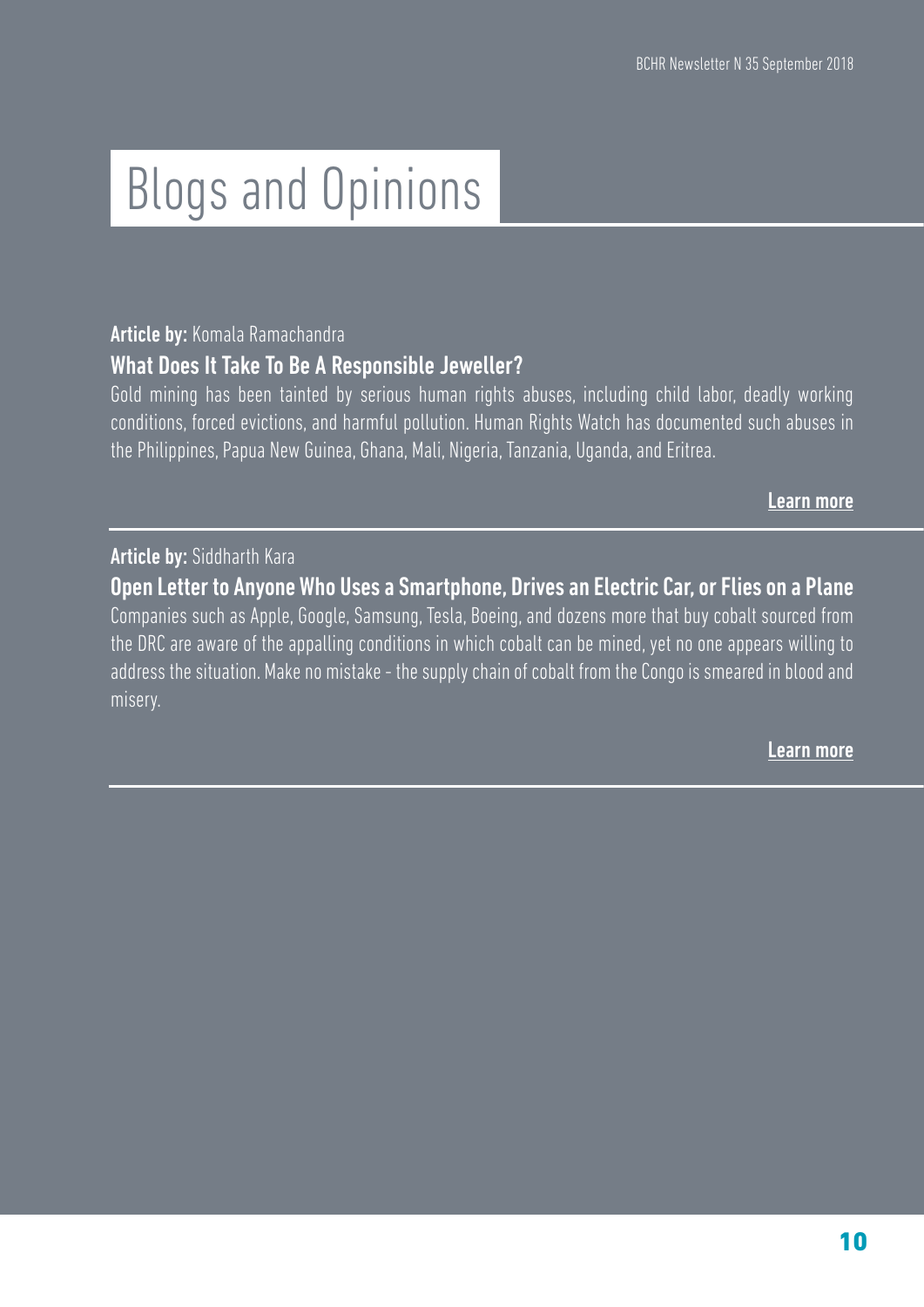# Blogs and Opinions

**Article by:** Komala Ramachandra

### What Does It Take To Be A Responsible Jeweller?

Gold mining has been tainted by serious human rights abuses, including child labor, deadly working conditions, forced evictions, and harmful pollution. Human Rights Watch has documented such abuses in the Philippines, Papua New Guinea, Ghana, Mali, Nigeria, Tanzania, Uganda, and Eritrea.

**Learn more**

---

**Article by:** Siddharth Kara

### Open Letter to Anyone Who Uses a Smartphone, Drives an Electric Car, or Flies on a Plane

Companies such as Apple, Google, Samsung, Tesla, Boeing, and dozens more that buy cobalt sourced from the DRC are aware of the appalling conditions in which cobalt can be mined, yet no one appears willing to address the situation. Make no mistake - the supply chain of cobalt from the Congo is smeared in blood and misery.

**Learn more**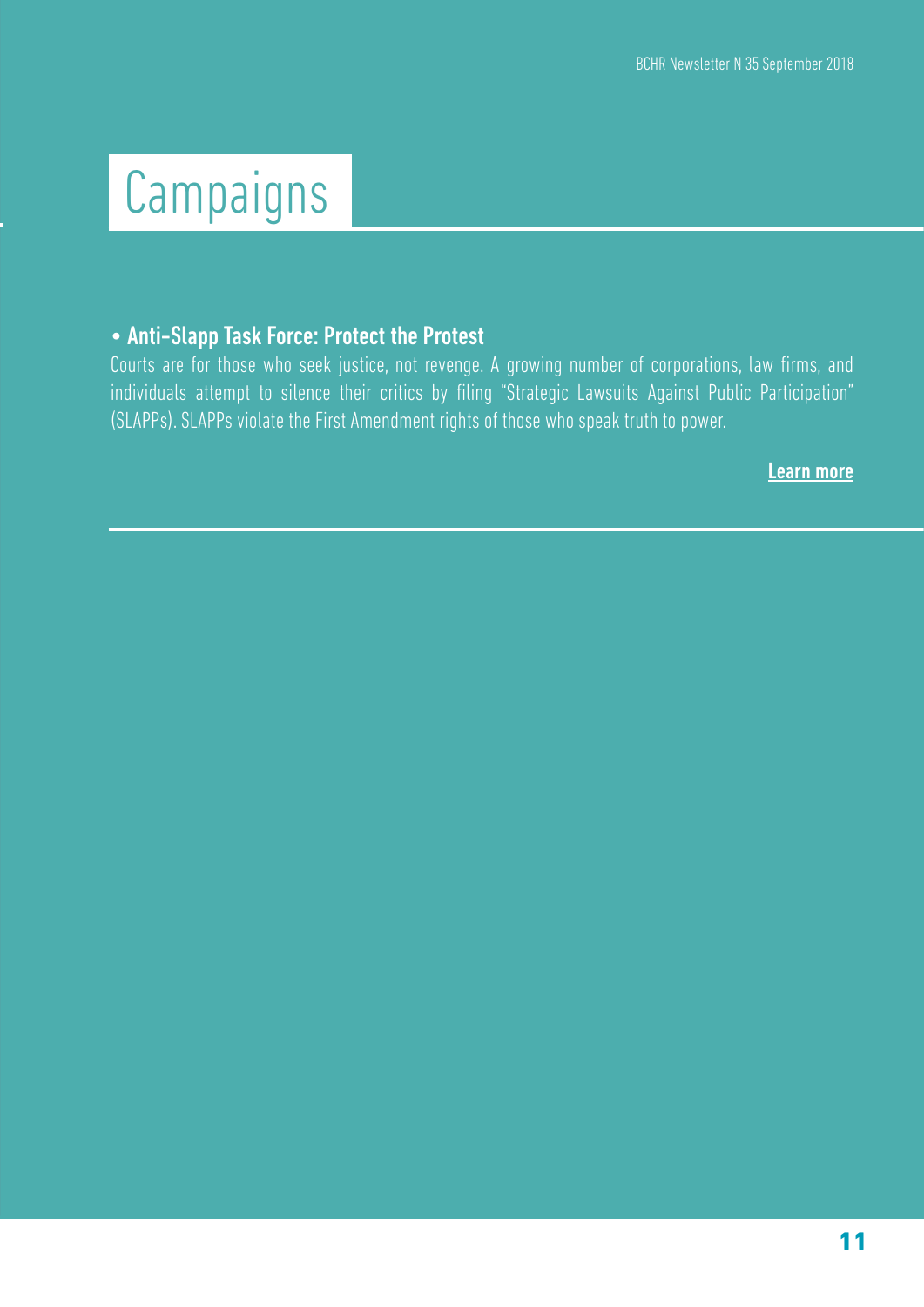# Campaigns

- **Anti-Slapp Task Force: Protect the Protest**

Courts are for those who seek justice, not revenge. A growing number of corporations, law firms, and individuals attempt to silence their critics by filing "Strategic Lawsuits Against Public Participation" (SLAPPs). SLAPPs violate the First Amendment rights of those who speak truth to power.

**Learn more**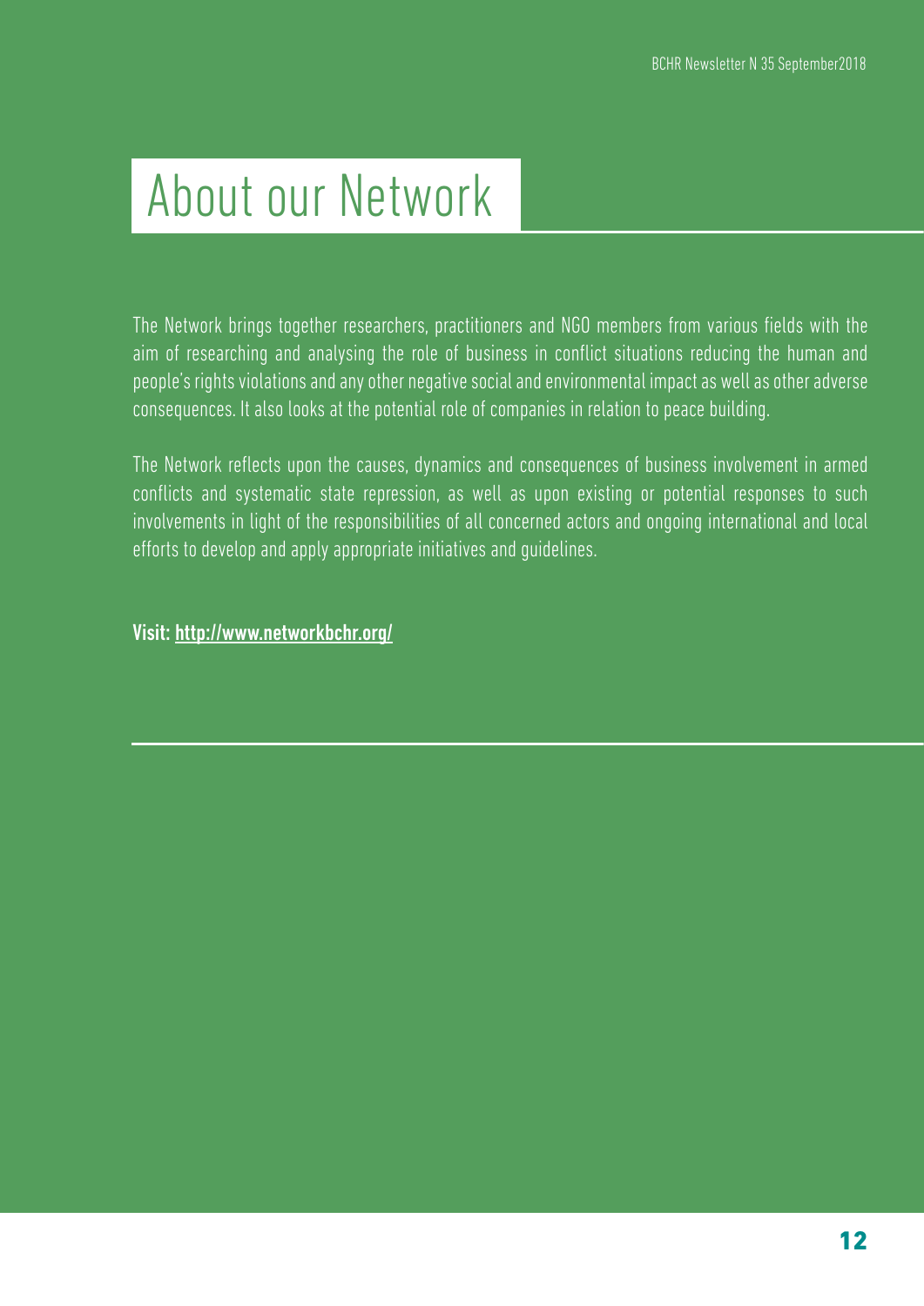# About our Network

The Network brings together researchers, practitioners and NGO members from various fields with the aim of researching and analysing the role of business in conflict situations reducing the human and people's rights violations and any other negative social and environmental impact as well as other adverse consequences. It also looks at the potential role of companies in relation to peace building.

The Network reflects upon the causes, dynamics and consequences of business involvement in armed conflicts and systematic state repression, as well as upon existing or potential responses to such involvements in light of the responsibilities of all concerned actors and ongoing international and local efforts to develop and apply appropriate initiatives and guidelines.

**Visit: http://www.networkbchr.org/**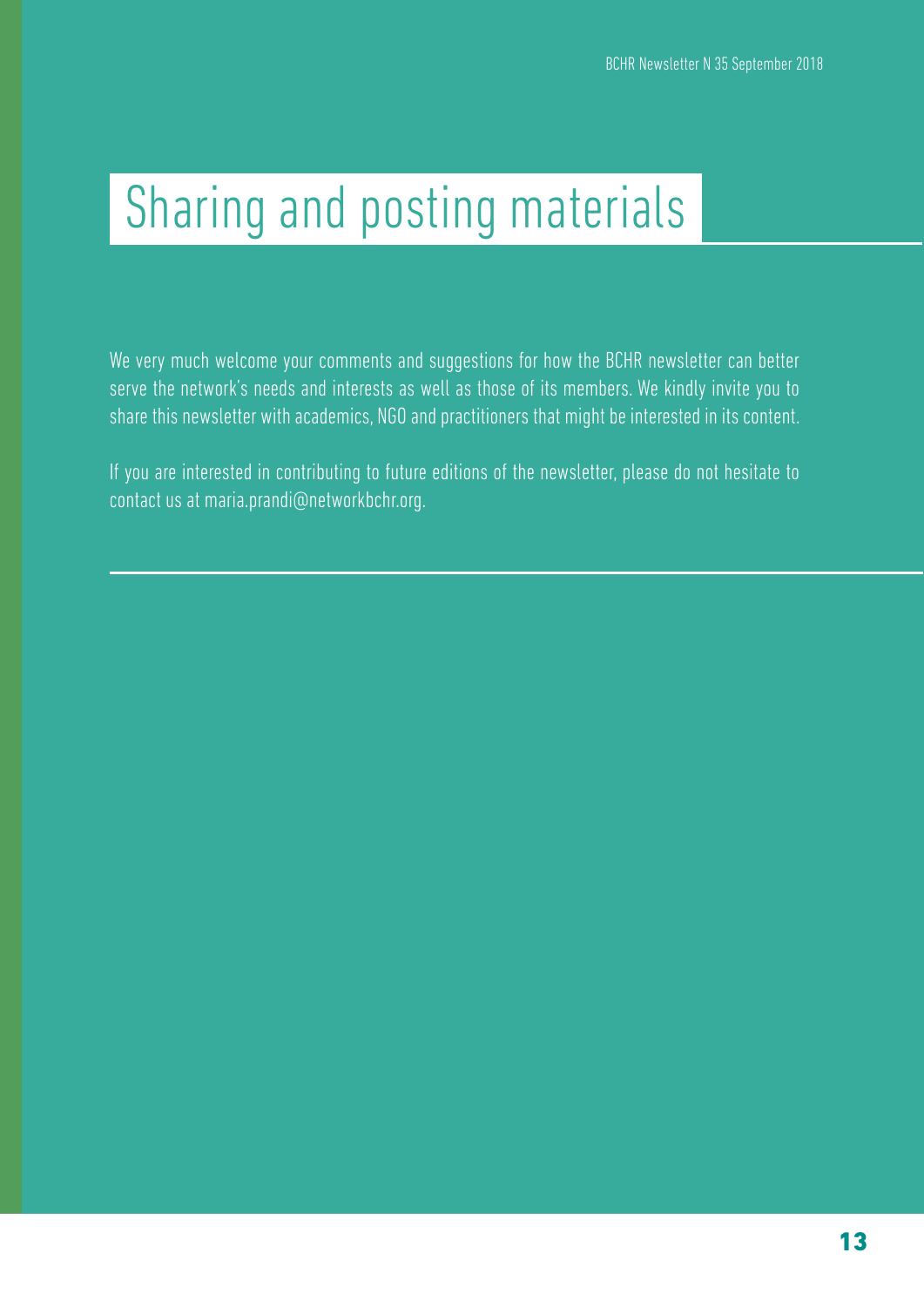# Sharing and posting materials

We very much welcome your comments and suggestions for how the BCHR newsletter can better serve the network's needs and interests as well as those of its members. We kindly invite you to share this newsletter with academics, NGO and practitioners that might be interested in its content.

If you are interested in contributing to future editions of the newsletter, please do not hesitate to contact us at maria.prandi@networkbchr.org.